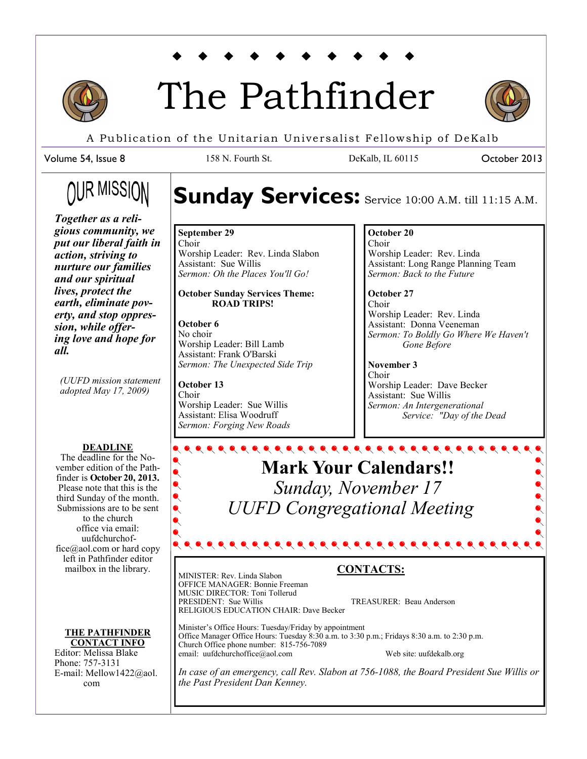# The Pathfinder

A Publication of the Unitarian Universalist Fellowship of DeKalb

Volume 54, Issue 8 | 158 N. Fourth St. | DeKalb, IL 60115 | October 2013

## OUR MISSION

***Together as a religious community, we put our liberal faith in action, striving to nurture our families and our spiritual lives, protect the earth, eliminate poverty, and stop oppression, while offering love and hope for all.***

*(UUFD mission statement adopted May 17, 2009)*

**DEADLINE**

The deadline for the November edition of the Pathfinder is **October 20, 2013.** Please note that this is the third Sunday of the month. Submissions are to be sent to the church office via email: uufdchurchoffice@aol.com or hard copy left in Pathfinder editor mailbox in the library.

**THE PATHFINDER CONTACT INFO**

Editor: Melissa Blake
Phone: 757-3131
E-mail: Mellow1422@aol.com

## Sunday Services: Service 10:00 A.M. till 11:15 A.M.

**September 29**
Choir
Worship Leader: Rev. Linda Slabon
Assistant: Sue Willis
*Sermon: Oh the Places You'll Go!*

**October Sunday Services Theme: ROAD TRIPS!**

**October 6**
No choir
Worship Leader: Bill Lamb
Assistant: Frank O'Barski
*Sermon: The Unexpected Side Trip*

**October 13**
Choir
Worship Leader: Sue Willis
Assistant: Elisa Woodruff
*Sermon: Forging New Roads*

**October 20**
Choir
Worship Leader: Rev. Linda
Assistant: Long Range Planning Team
*Sermon: Back to the Future*

**October 27**
Choir
Worship Leader: Rev. Linda
Assistant: Donna Veeneman
*Sermon: To Boldly Go Where We Haven't Gone Before*

**November 3**
Choir
Worship Leader: Dave Becker
Assistant: Sue Willis
*Sermon: An Intergenerational Service: "Day of the Dead*

## Mark Your Calendars!!

*Sunday, November 17*

*UUFD Congregational Meeting*

## CONTACTS:

MINISTER: Rev. Linda Slabon
OFFICE MANAGER: Bonnie Freeman
MUSIC DIRECTOR: Toni Tollerud
PRESIDENT: Sue Willis
TREASURER: Beau Anderson
RELIGIOUS EDUCATION CHAIR: Dave Becker

Minister's Office Hours: Tuesday/Friday by appointment
Office Manager Office Hours: Tuesday 8:30 a.m. to 3:30 p.m.; Fridays 8:30 a.m. to 2:30 p.m.
Church Office phone number: 815-756-7089
email: uufdchurchoffice@aol.com
Web site: uufdekalb.org

*In case of an emergency, call Rev. Slabon at 756-1088, the Board President Sue Willis or the Past President Dan Kenney.*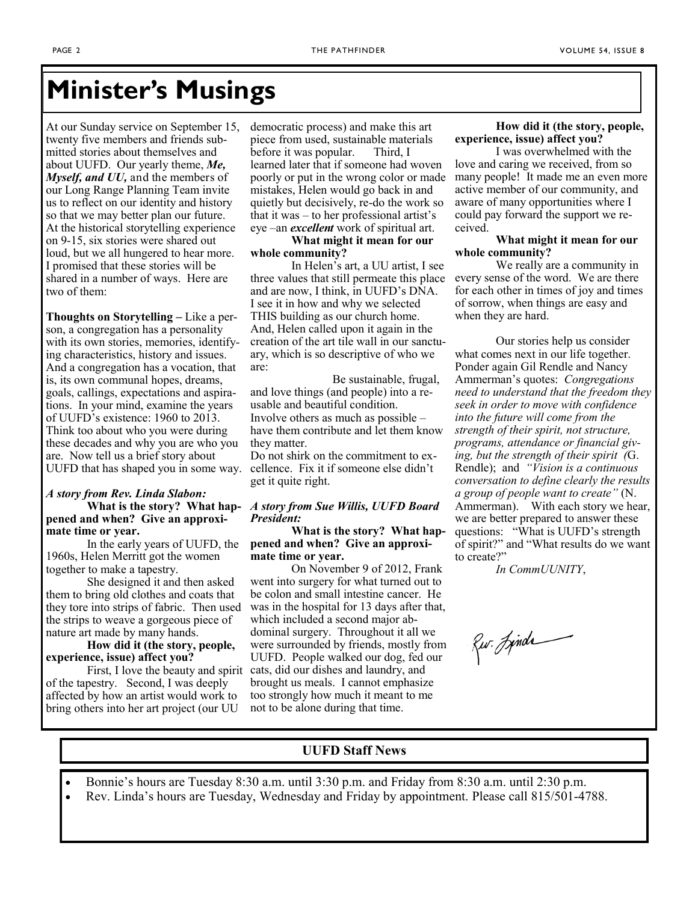# Minister's Musings

At our Sunday service on September 15, twenty five members and friends submitted stories about themselves and about UUFD. Our yearly theme, ***Me, Myself, and UU,*** and the members of our Long Range Planning Team invite us to reflect on our identity and history so that we may better plan our future. At the historical storytelling experience on 9-15, six stories were shared out loud, but we all hungered to hear more. I promised that these stories will be shared in a number of ways. Here are two of them:

**Thoughts on Storytelling –** Like a person, a congregation has a personality with its own stories, memories, identifying characteristics, history and issues. And a congregation has a vocation, that is, its own communal hopes, dreams, goals, callings, expectations and aspirations. In your mind, examine the years of UUFD's existence: 1960 to 2013. Think too about who you were during these decades and why you are who you are. Now tell us a brief story about UUFD that has shaped you in some way.

***A story from Rev. Linda Slabon:***

**What is the story? What happened and when? Give an approximate time or year.**

In the early years of UUFD, the 1960s, Helen Merritt got the women together to make a tapestry.

She designed it and then asked them to bring old clothes and coats that they tore into strips of fabric. Then used the strips to weave a gorgeous piece of nature art made by many hands.

**How did it (the story, people, experience, issue) affect you?**

First, I love the beauty and spirit of the tapestry. Second, I was deeply affected by how an artist would work to bring others into her art project (our UU democratic process) and make this art piece from used, sustainable materials before it was popular. Third, I learned later that if someone had woven poorly or put in the wrong color or made mistakes, Helen would go back in and quietly but decisively, re-do the work so that it was – to her professional artist's eye –an ***excellent*** work of spiritual art.

**What might it mean for our whole community?**

In Helen's art, a UU artist, I see three values that still permeate this place and are now, I think, in UUFD's DNA. I see it in how and why we selected THIS building as our church home. And, Helen called upon it again in the creation of the art tile wall in our sanctuary, which is so descriptive of who we are:

Be sustainable, frugal, and love things (and people) into a reusable and beautiful condition.

Involve others as much as possible – have them contribute and let them know they matter.

Do not shirk on the commitment to excellence. Fix it if someone else didn't get it quite right.

***A story from Sue Willis, UUFD Board President:***

**What is the story? What happened and when? Give an approximate time or year.**

On November 9 of 2012, Frank went into surgery for what turned out to be colon and small intestine cancer. He was in the hospital for 13 days after that, which included a second major abdominal surgery. Throughout it all we were surrounded by friends, mostly from UUFD. People walked our dog, fed our cats, did our dishes and laundry, and brought us meals. I cannot emphasize too strongly how much it meant to me not to be alone during that time.

**How did it (the story, people, experience, issue) affect you?**

I was overwhelmed with the love and caring we received, from so many people! It made me an even more active member of our community, and aware of many opportunities where I could pay forward the support we received.

**What might it mean for our whole community?**

We really are a community in every sense of the word. We are there for each other in times of joy and times of sorrow, when things are easy and when they are hard.

Our stories help us consider what comes next in our life together. Ponder again Gil Rendle and Nancy Ammerman's quotes: *Congregations need to understand that the freedom they seek in order to move with confidence into the future will come from the strength of their spirit, not structure, programs, attendance or financial giving, but the strength of their spirit (*G. Rendle); and *"Vision is a continuous conversation to define clearly the results a group of people want to create"* (N. Ammerman). With each story we hear, we are better prepared to answer these questions: "What is UUFD's strength of spirit?" and "What results do we want to create?"

*In CommUUNITY*,

Rev. Linda

## UUFD Staff News

- Bonnie's hours are Tuesday 8:30 a.m. until 3:30 p.m. and Friday from 8:30 a.m. until 2:30 p.m.
- Rev. Linda's hours are Tuesday, Wednesday and Friday by appointment. Please call 815/501-4788.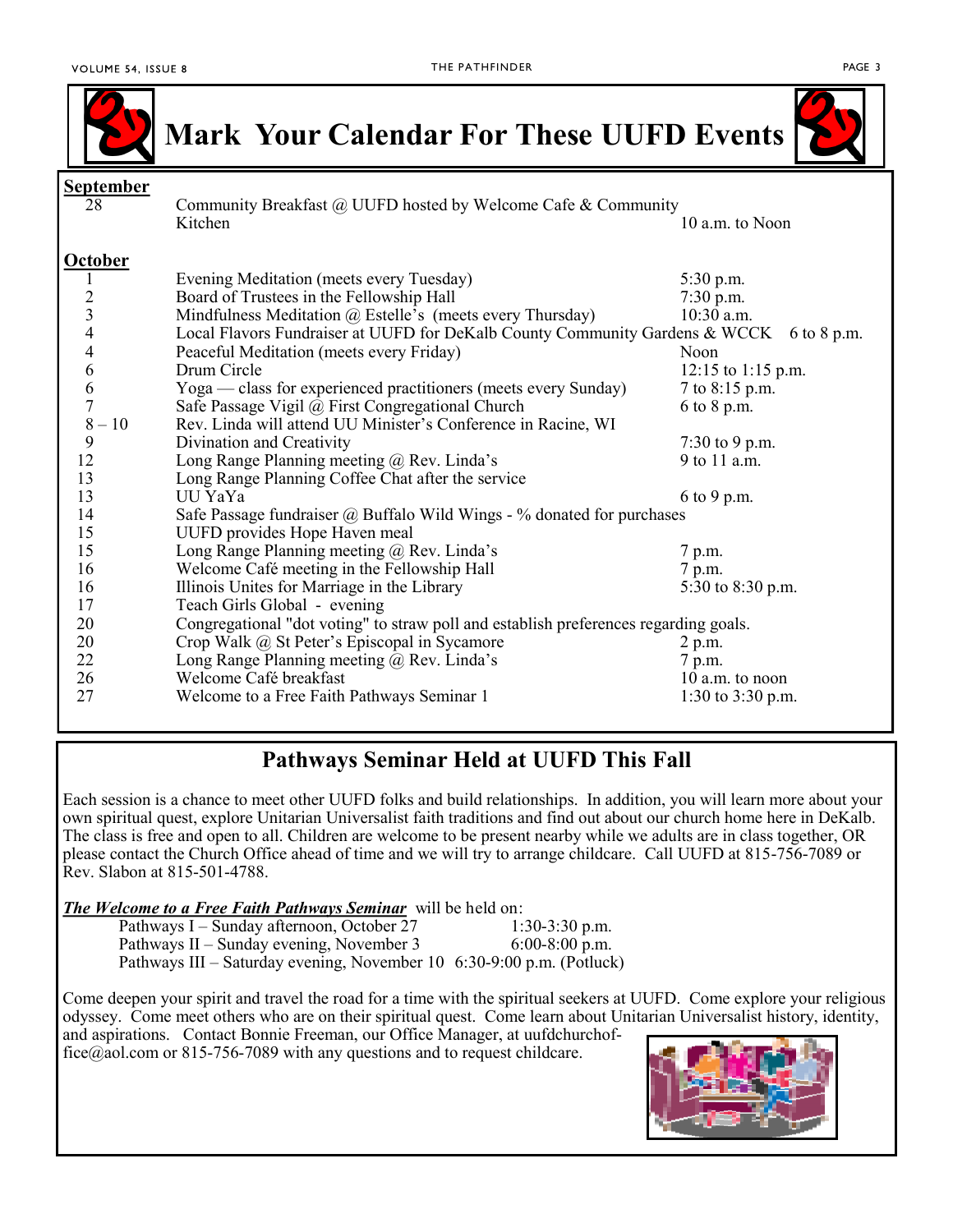# Mark Your Calendar For These UUFD Events

**September**

| Date | Event | Time |
|---|---|---|
| 28 | Community Breakfast @ UUFD hosted by Welcome Cafe & Community Kitchen | 10 a.m. to Noon |

**October**

| Date | Event | Time |
|---|---|---|
| 1 | Evening Meditation (meets every Tuesday) | 5:30 p.m. |
| 2 | Board of Trustees in the Fellowship Hall | 7:30 p.m. |
| 3 | Mindfulness Meditation @ Estelle's (meets every Thursday) | 10:30 a.m. |
| 4 | Local Flavors Fundraiser at UUFD for DeKalb County Community Gardens & WCCK | 6 to 8 p.m. |
| 4 | Peaceful Meditation (meets every Friday) | Noon |
| 6 | Drum Circle | 12:15 to 1:15 p.m. |
| 6 | Yoga — class for experienced practitioners (meets every Sunday) | 7 to 8:15 p.m. |
| 7 | Safe Passage Vigil @ First Congregational Church | 6 to 8 p.m. |
| 8 – 10 | Rev. Linda will attend UU Minister's Conference in Racine, WI | |
| 9 | Divination and Creativity | 7:30 to 9 p.m. |
| 12 | Long Range Planning meeting @ Rev. Linda's | 9 to 11 a.m. |
| 13 | Long Range Planning Coffee Chat after the service | |
| 13 | UU YaYa | 6 to 9 p.m. |
| 14 | Safe Passage fundraiser @ Buffalo Wild Wings - % donated for purchases | |
| 15 | UUFD provides Hope Haven meal | |
| 15 | Long Range Planning meeting @ Rev. Linda's | 7 p.m. |
| 16 | Welcome Café meeting in the Fellowship Hall | 7 p.m. |
| 16 | Illinois Unites for Marriage in the Library | 5:30 to 8:30 p.m. |
| 17 | Teach Girls Global - evening | |
| 20 | Congregational "dot voting" to straw poll and establish preferences regarding goals. | |
| 20 | Crop Walk @ St Peter's Episcopal in Sycamore | 2 p.m. |
| 22 | Long Range Planning meeting @ Rev. Linda's | 7 p.m. |
| 26 | Welcome Café breakfast | 10 a.m. to noon |
| 27 | Welcome to a Free Faith Pathways Seminar 1 | 1:30 to 3:30 p.m. |

## Pathways Seminar Held at UUFD This Fall

Each session is a chance to meet other UUFD folks and build relationships. In addition, you will learn more about your own spiritual quest, explore Unitarian Universalist faith traditions and find out about our church home here in DeKalb. The class is free and open to all. Children are welcome to be present nearby while we adults are in class together, OR please contact the Church Office ahead of time and we will try to arrange childcare. Call UUFD at 815-756-7089 or Rev. Slabon at 815-501-4788.

***The Welcome to a Free Faith Pathways Seminar*** will be held on:

- Pathways I – Sunday afternoon, October 27 — 1:30-3:30 p.m.
- Pathways II – Sunday evening, November 3 — 6:00-8:00 p.m.
- Pathways III – Saturday evening, November 10 — 6:30-9:00 p.m. (Potluck)

Come deepen your spirit and travel the road for a time with the spiritual seekers at UUFD. Come explore your religious odyssey. Come meet others who are on their spiritual quest. Come learn about Unitarian Universalist history, identity, and aspirations. Contact Bonnie Freeman, our Office Manager, at uufdchurchoffice@aol.com or 815-756-7089 with any questions and to request childcare.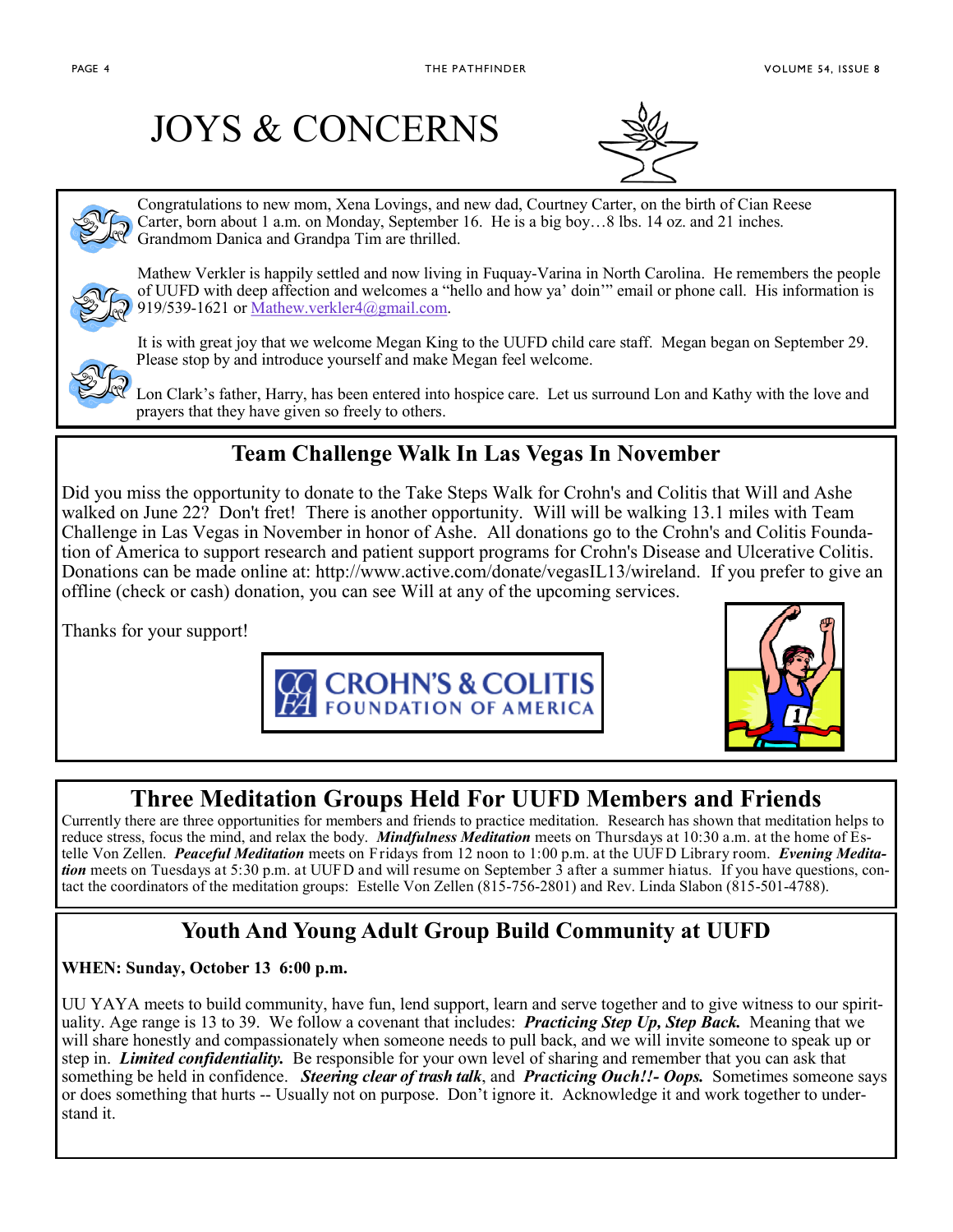# JOYS & CONCERNS

Congratulations to new mom, Xena Lovings, and new dad, Courtney Carter, on the birth of Cian Reese Carter, born about 1 a.m. on Monday, September 16. He is a big boy…8 lbs. 14 oz. and 21 inches. Grandmom Danica and Grandpa Tim are thrilled.

Mathew Verkler is happily settled and now living in Fuquay-Varina in North Carolina. He remembers the people of UUFD with deep affection and welcomes a "hello and how ya' doin'" email or phone call. His information is 919/539-1621 or Mathew.verkler4@gmail.com.

It is with great joy that we welcome Megan King to the UUFD child care staff. Megan began on September 29. Please stop by and introduce yourself and make Megan feel welcome.

Lon Clark's father, Harry, has been entered into hospice care. Let us surround Lon and Kathy with the love and prayers that they have given so freely to others.

## Team Challenge Walk In Las Vegas In November

Did you miss the opportunity to donate to the Take Steps Walk for Crohn's and Colitis that Will and Ashe walked on June 22? Don't fret! There is another opportunity. Will will be walking 13.1 miles with Team Challenge in Las Vegas in November in honor of Ashe. All donations go to the Crohn's and Colitis Foundation of America to support research and patient support programs for Crohn's Disease and Ulcerative Colitis. Donations can be made online at: http://www.active.com/donate/vegasIL13/wireland. If you prefer to give an offline (check or cash) donation, you can see Will at any of the upcoming services.

Thanks for your support!

CROHN'S & COLITIS FOUNDATION OF AMERICA

## Three Meditation Groups Held For UUFD Members and Friends

Currently there are three opportunities for members and friends to practice meditation. Research has shown that meditation helps to reduce stress, focus the mind, and relax the body. ***Mindfulness Meditation*** meets on Thursdays at 10:30 a.m. at the home of Estelle Von Zellen. ***Peaceful Meditation*** meets on Fridays from 12 noon to 1:00 p.m. at the UUFD Library room. ***Evening Meditation*** meets on Tuesdays at 5:30 p.m. at UUFD and will resume on September 3 after a summer hiatus. If you have questions, contact the coordinators of the meditation groups: Estelle Von Zellen (815-756-2801) and Rev. Linda Slabon (815-501-4788).

## Youth And Young Adult Group Build Community at UUFD

**WHEN: Sunday, October 13 6:00 p.m.**

UU YAYA meets to build community, have fun, lend support, learn and serve together and to give witness to our spirituality. Age range is 13 to 39. We follow a covenant that includes: ***Practicing Step Up, Step Back.*** Meaning that we will share honestly and compassionately when someone needs to pull back, and we will invite someone to speak up or step in. ***Limited confidentiality.*** Be responsible for your own level of sharing and remember that you can ask that something be held in confidence. ***Steering clear of trash talk***, and ***Practicing Ouch!!- Oops.*** Sometimes someone says or does something that hurts -- Usually not on purpose. Don't ignore it. Acknowledge it and work together to understand it.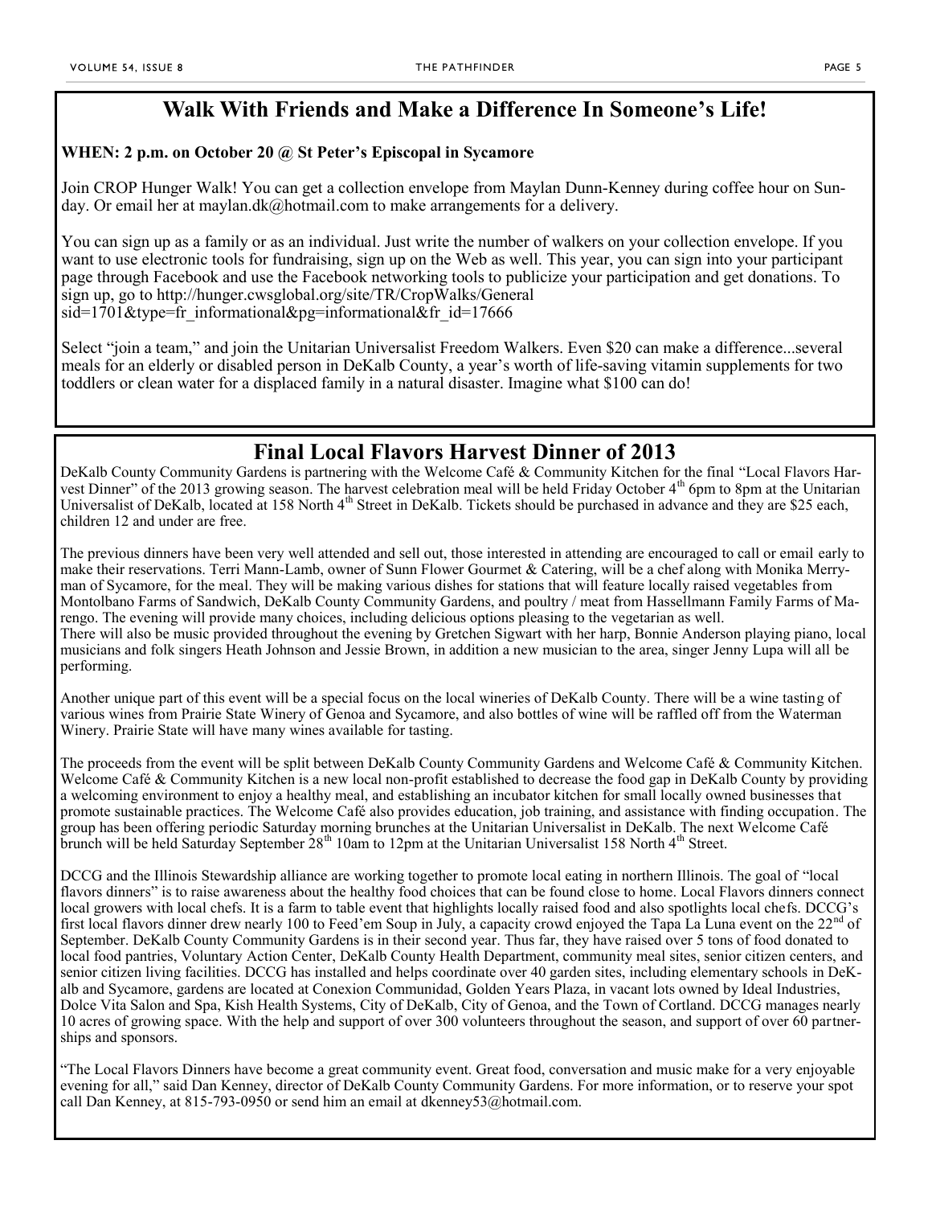## Walk With Friends and Make a Difference In Someone's Life!

**WHEN: 2 p.m. on October 20 @ St Peter's Episcopal in Sycamore**

Join CROP Hunger Walk! You can get a collection envelope from Maylan Dunn-Kenney during coffee hour on Sunday. Or email her at maylan.dk@hotmail.com to make arrangements for a delivery.

You can sign up as a family or as an individual. Just write the number of walkers on your collection envelope. If you want to use electronic tools for fundraising, sign up on the Web as well. This year, you can sign into your participant page through Facebook and use the Facebook networking tools to publicize your participation and get donations. To sign up, go to http://hunger.cwsglobal.org/site/TR/CropWalks/General sid=1701&type=fr_informational&pg=informational&fr_id=17666

Select "join a team," and join the Unitarian Universalist Freedom Walkers. Even $20 can make a difference...several meals for an elderly or disabled person in DeKalb County, a year's worth of life-saving vitamin supplements for two toddlers or clean water for a displaced family in a natural disaster. Imagine what $100 can do!

## Final Local Flavors Harvest Dinner of 2013

DeKalb County Community Gardens is partnering with the Welcome Café & Community Kitchen for the final "Local Flavors Harvest Dinner" of the 2013 growing season. The harvest celebration meal will be held Friday October 4th 6pm to 8pm at the Unitarian Universalist of DeKalb, located at 158 North 4th Street in DeKalb. Tickets should be purchased in advance and they are $25 each, children 12 and under are free.

The previous dinners have been very well attended and sell out, those interested in attending are encouraged to call or email early to make their reservations. Terri Mann-Lamb, owner of Sunn Flower Gourmet & Catering, will be a chef along with Monika Merryman of Sycamore, for the meal. They will be making various dishes for stations that will feature locally raised vegetables from Montolbano Farms of Sandwich, DeKalb County Community Gardens, and poultry / meat from Hassellmann Family Farms of Marengo. The evening will provide many choices, including delicious options pleasing to the vegetarian as well.
There will also be music provided throughout the evening by Gretchen Sigwart with her harp, Bonnie Anderson playing piano, local musicians and folk singers Heath Johnson and Jessie Brown, in addition a new musician to the area, singer Jenny Lupa will all be performing.

Another unique part of this event will be a special focus on the local wineries of DeKalb County. There will be a wine tasting of various wines from Prairie State Winery of Genoa and Sycamore, and also bottles of wine will be raffled off from the Waterman Winery. Prairie State will have many wines available for tasting.

The proceeds from the event will be split between DeKalb County Community Gardens and Welcome Café & Community Kitchen. Welcome Café & Community Kitchen is a new local non-profit established to decrease the food gap in DeKalb County by providing a welcoming environment to enjoy a healthy meal, and establishing an incubator kitchen for small locally owned businesses that promote sustainable practices. The Welcome Café also provides education, job training, and assistance with finding occupation. The group has been offering periodic Saturday morning brunches at the Unitarian Universalist in DeKalb. The next Welcome Café brunch will be held Saturday September 28th 10am to 12pm at the Unitarian Universalist 158 North 4th Street.

DCCG and the Illinois Stewardship alliance are working together to promote local eating in northern Illinois. The goal of "local flavors dinners" is to raise awareness about the healthy food choices that can be found close to home. Local Flavors dinners connect local growers with local chefs. It is a farm to table event that highlights locally raised food and also spotlights local chefs. DCCG's first local flavors dinner drew nearly 100 to Feed'em Soup in July, a capacity crowd enjoyed the Tapa La Luna event on the 22nd of September. DeKalb County Community Gardens is in their second year. Thus far, they have raised over 5 tons of food donated to local food pantries, Voluntary Action Center, DeKalb County Health Department, community meal sites, senior citizen centers, and senior citizen living facilities. DCCG has installed and helps coordinate over 40 garden sites, including elementary schools in DeKalb and Sycamore, gardens are located at Conexion Communidad, Golden Years Plaza, in vacant lots owned by Ideal Industries, Dolce Vita Salon and Spa, Kish Health Systems, City of DeKalb, City of Genoa, and the Town of Cortland. DCCG manages nearly 10 acres of growing space. With the help and support of over 300 volunteers throughout the season, and support of over 60 partnerships and sponsors.

"The Local Flavors Dinners have become a great community event. Great food, conversation and music make for a very enjoyable evening for all," said Dan Kenney, director of DeKalb County Community Gardens. For more information, or to reserve your spot call Dan Kenney, at 815-793-0950 or send him an email at dkenney53@hotmail.com.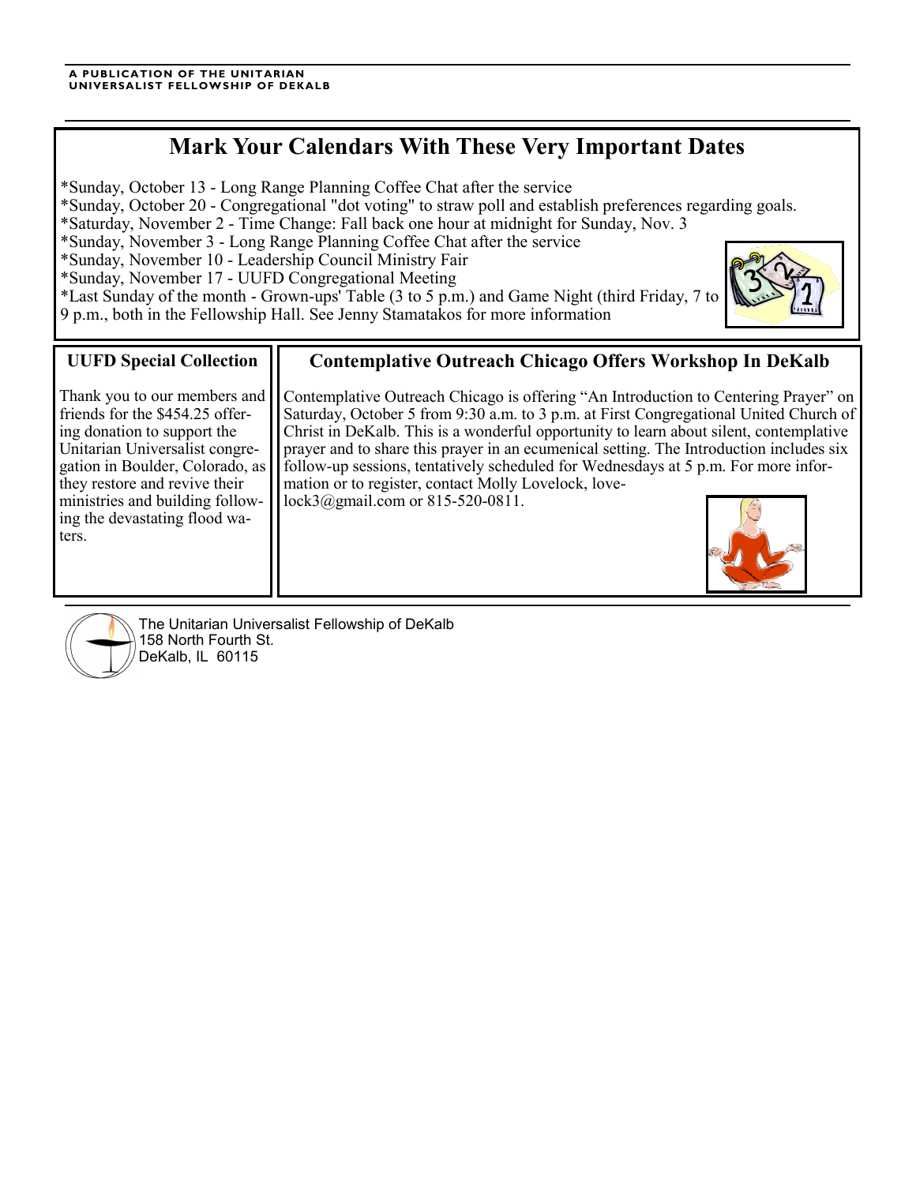## Mark Your Calendars With These Very Important Dates

*Sunday, October 13 - Long Range Planning Coffee Chat after the service
*Sunday, October 20 - Congregational "dot voting" to straw poll and establish preferences regarding goals.
*Saturday, November 2 - Time Change: Fall back one hour at midnight for Sunday, Nov. 3
*Sunday, November 3 - Long Range Planning Coffee Chat after the service
*Sunday, November 10 - Leadership Council Ministry Fair
*Sunday, November 17 - UUFD Congregational Meeting
*Last Sunday of the month - Grown-ups' Table (3 to 5 p.m.) and Game Night (third Friday, 7 to 9 p.m., both in the Fellowship Hall. See Jenny Stamatakos for more information

### UUFD Special Collection

Thank you to our members and friends for the $454.25 offering donation to support the Unitarian Universalist congregation in Boulder, Colorado, as they restore and revive their ministries and building following the devastating flood waters.

### Contemplative Outreach Chicago Offers Workshop In DeKalb

Contemplative Outreach Chicago is offering "An Introduction to Centering Prayer" on Saturday, October 5 from 9:30 a.m. to 3 p.m. at First Congregational United Church of Christ in DeKalb. This is a wonderful opportunity to learn about silent, contemplative prayer and to share this prayer in an ecumenical setting. The Introduction includes six follow-up sessions, tentatively scheduled for Wednesdays at 5 p.m. For more information or to register, contact Molly Lovelock, lovelock3@gmail.com or 815-520-0811.

The Unitarian Universalist Fellowship of DeKalb
158 North Fourth St.
DeKalb, IL 60115